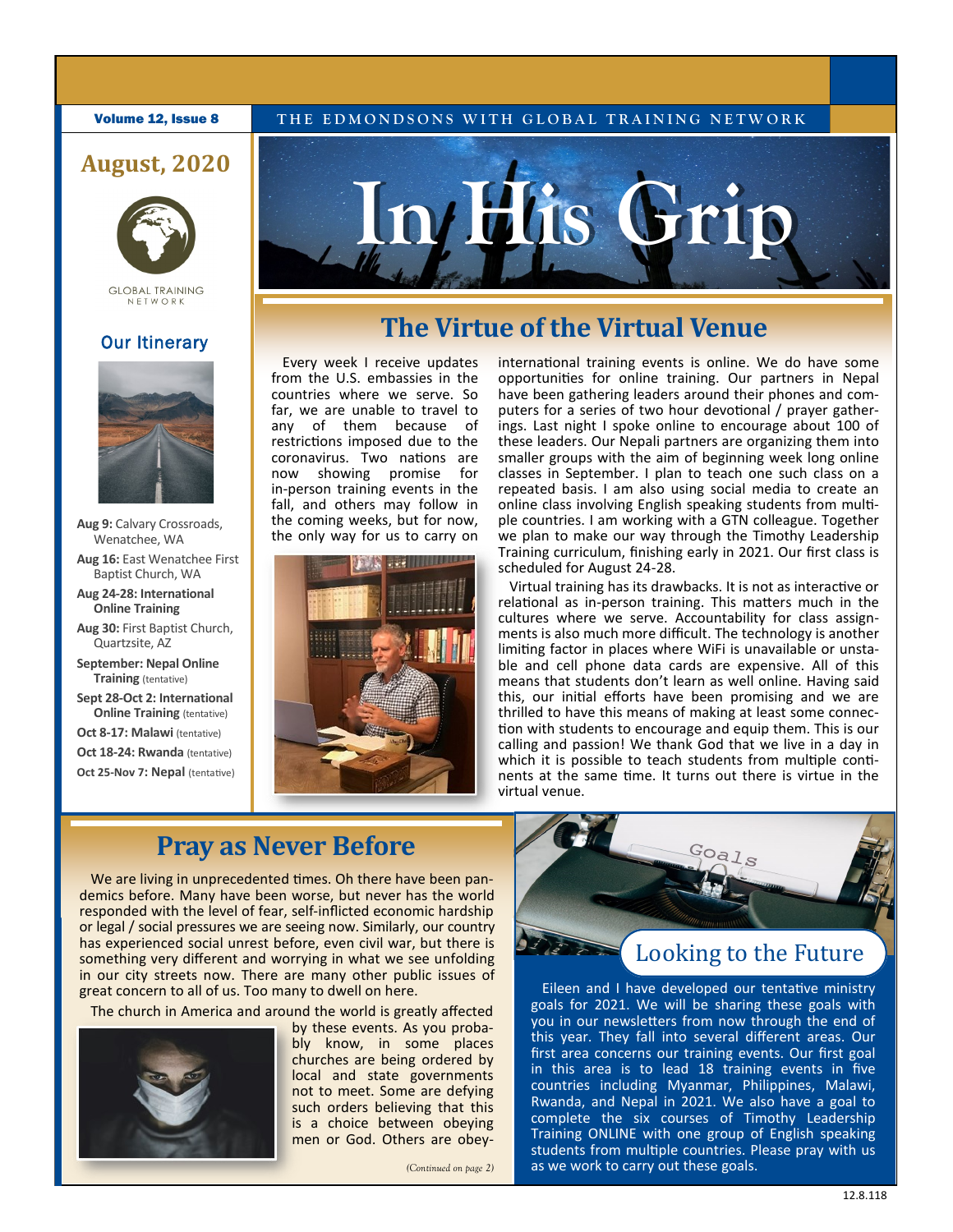Volume 12, Issue 8

THE EDMONDSONS WITH GLOBAL TRAINING NETWORK

# In His Grip

## August, 2020

GLOBAL TRAINING NETWORK

### Our Itinerary

- **Aug 9:** Calvary Crossroads, Wenatchee, WA
- **Aug 16:** East Wenatchee First Baptist Church, WA
- **Aug 24-28: International Online Training**
- **Aug 30:** First Baptist Church, Quartzsite, AZ
- **September: Nepal Online Training** (tentative)
- **Sept 28-Oct 2: International Online Training** (tentative)
- **Oct 8-17: Malawi** (tentative)
- **Oct 18-24: Rwanda** (tentative)
- **Oct 25-Nov 7: Nepal** (tentative)

## The Virtue of the Virtual Venue

Every week I receive updates from the U.S. embassies in the countries where we serve. So far, we are unable to travel to any of them because of restrictions imposed due to the coronavirus. Two nations are now showing promise for in-person training events in the fall, and others may follow in the coming weeks, but for now, the only way for us to carry on international training events is online. We do have some opportunities for online training. Our partners in Nepal have been gathering leaders around their phones and computers for a series of two hour devotional / prayer gatherings. Last night I spoke online to encourage about 100 of these leaders. Our Nepali partners are organizing them into smaller groups with the aim of beginning week long online classes in September. I plan to teach one such class on a repeated basis. I am also using social media to create an online class involving English speaking students from multiple countries. I am working with a GTN colleague. Together we plan to make our way through the Timothy Leadership Training curriculum, finishing early in 2021. Our first class is scheduled for August 24-28.

Virtual training has its drawbacks. It is not as interactive or relational as in-person training. This matters much in the cultures where we serve. Accountability for class assignments is also much more difficult. The technology is another limiting factor in places where WiFi is unavailable or unstable and cell phone data cards are expensive. All of this means that students don't learn as well online. Having said this, our initial efforts have been promising and we are thrilled to have this means of making at least some connection with students to encourage and equip them. This is our calling and passion! We thank God that we live in a day in which it is possible to teach students from multiple continents at the same time. It turns out there is virtue in the virtual venue.

## Pray as Never Before

We are living in unprecedented times. Oh there have been pandemics before. Many have been worse, but never has the world responded with the level of fear, self-inflicted economic hardship or legal / social pressures we are seeing now. Similarly, our country has experienced social unrest before, even civil war, but there is something very different and worrying in what we see unfolding in our city streets now. There are many other public issues of great concern to all of us. Too many to dwell on here.

The church in America and around the world is greatly affected by these events. As you probably know, in some places churches are being ordered by local and state governments not to meet. Some are defying such orders believing that this is a choice between obeying men or God. Others are obey-

*(Continued on page 2)*

## Looking to the Future

Eileen and I have developed our tentative ministry goals for 2021. We will be sharing these goals with you in our newsletters from now through the end of this year. They fall into several different areas. Our first area concerns our training events. Our first goal in this area is to lead 18 training events in five countries including Myanmar, Philippines, Malawi, Rwanda, and Nepal in 2021. We also have a goal to complete the six courses of Timothy Leadership Training ONLINE with one group of English speaking students from multiple countries. Please pray with us as we work to carry out these goals.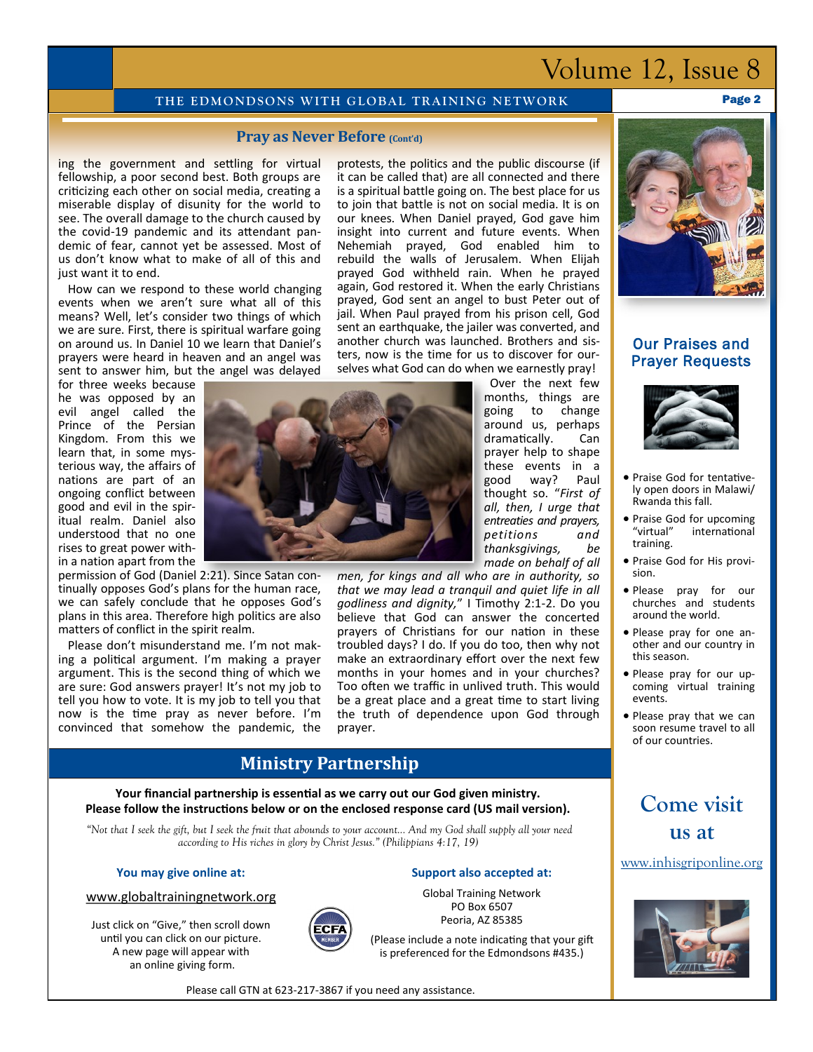## Pray as Never Before (Cont'd)

ing the government and settling for virtual fellowship, a poor second best. Both groups are criticizing each other on social media, creating a miserable display of disunity for the world to see. The overall damage to the church caused by the covid-19 pandemic and its attendant pandemic of fear, cannot yet be assessed. Most of us don't know what to make of all of this and just want it to end.

How can we respond to these world changing events when we aren't sure what all of this means? Well, let's consider two things of which we are sure. First, there is spiritual warfare going on around us. In Daniel 10 we learn that Daniel's prayers were heard in heaven and an angel was sent to answer him, but the angel was delayed for three weeks because he was opposed by an evil angel called the Prince of the Persian Kingdom. From this we learn that, in some mysterious way, the affairs of nations are part of an ongoing conflict between good and evil in the spiritual realm. Daniel also understood that no one rises to great power within a nation apart from the permission of God (Daniel 2:21). Since Satan continually opposes God's plans for the human race, we can safely conclude that he opposes God's plans in this area. Therefore high politics are also matters of conflict in the spirit realm.

Please don't misunderstand me. I'm not making a political argument. I'm making a prayer argument. This is the second thing of which we are sure: God answers prayer! It's not my job to tell you how to vote. It is my job to tell you that now is the time pray as never before. I'm convinced that somehow the pandemic, the protests, the politics and the public discourse (if it can be called that) are all connected and there is a spiritual battle going on. The best place for us to join that battle is not on social media. It is on our knees. When Daniel prayed, God gave him insight into current and future events. When Nehemiah prayed, God enabled him to rebuild the walls of Jerusalem. When Elijah prayed God withheld rain. When he prayed again, God restored it. When the early Christians prayed, God sent an angel to bust Peter out of jail. When Paul prayed from his prison cell, God sent an earthquake, the jailer was converted, and another church was launched. Brothers and sisters, now is the time for us to discover for ourselves what God can do when we earnestly pray!

Over the next few months, things are going to change around us, perhaps dramatically. Can prayer help to shape these events in a good way? Paul thought so. "*First of all, then, I urge that entreaties and prayers, petitions and thanksgivings, be made on behalf of all men, for kings and all who are in authority, so that we may lead a tranquil and quiet life in all godliness and dignity,*" I Timothy 2:1-2. Do you believe that God can answer the concerted prayers of Christians for our nation in these troubled days? I do. If you do too, then why not make an extraordinary effort over the next few months in your homes and in your churches? Too often we traffic in unlived truth. This would be a great place and a great time to start living the truth of dependence upon God through prayer.

## Our Praises and Prayer Requests

- Praise God for tentatively open doors in Malawi/Rwanda this fall.
- Praise God for upcoming "virtual" international training.
- Praise God for His provision.
- Please pray for our churches and students around the world.
- Please pray for one another and our country in this season.
- Please pray for our upcoming virtual training events.
- Please pray that we can soon resume travel to all of our countries.

## Ministry Partnership

**Your financial partnership is essential as we carry out our God given ministry. Please follow the instructions below or on the enclosed response card (US mail version).**

*"Not that I seek the gift, but I seek the fruit that abounds to your account... And my God shall supply all your need according to His riches in glory by Christ Jesus." (Philippians 4:17, 19)*

**You may give online at:**

www.globaltrainingnetwork.org

Just click on "Give," then scroll down until you can click on our picture. A new page will appear with an online giving form.

**Support also accepted at:**

Global Training Network
PO Box 6507
Peoria, AZ 85385

(Please include a note indicating that your gift is preferenced for the Edmondsons #435.)

Please call GTN at 623-217-3867 if you need any assistance.

## Come visit us at

www.inhisgriponline.org